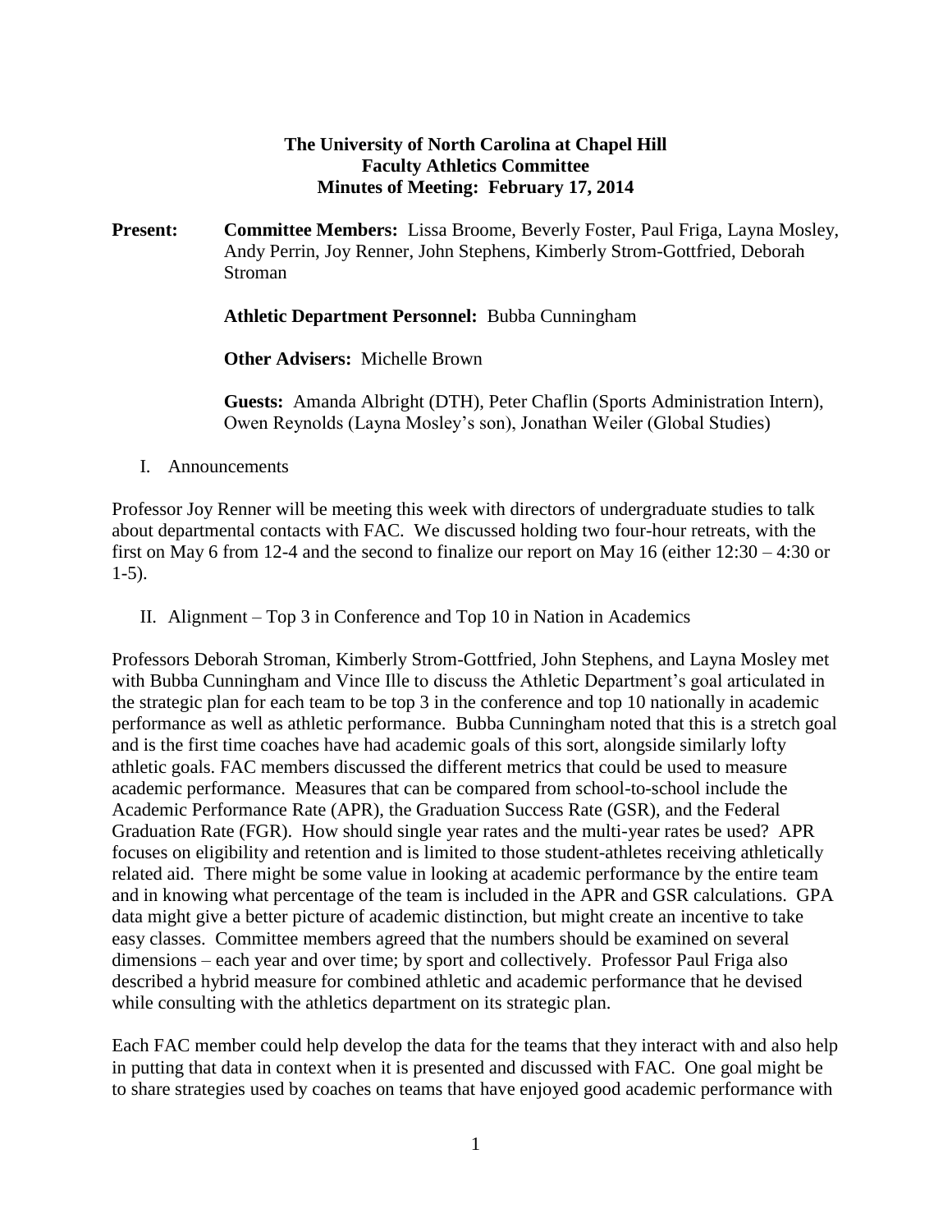**The University of North Carolina at Chapel Hill**
**Faculty Athletics Committee**
**Minutes of Meeting: February 17, 2014**

**Present:** **Committee Members:** Lissa Broome, Beverly Foster, Paul Friga, Layna Mosley, Andy Perrin, Joy Renner, John Stephens, Kimberly Strom-Gottfried, Deborah Stroman

**Athletic Department Personnel:** Bubba Cunningham

**Other Advisers:** Michelle Brown

**Guests:** Amanda Albright (DTH), Peter Chaflin (Sports Administration Intern), Owen Reynolds (Layna Mosley's son), Jonathan Weiler (Global Studies)

I. Announcements

Professor Joy Renner will be meeting this week with directors of undergraduate studies to talk about departmental contacts with FAC. We discussed holding two four-hour retreats, with the first on May 6 from 12-4 and the second to finalize our report on May 16 (either 12:30 – 4:30 or 1-5).

II. Alignment – Top 3 in Conference and Top 10 in Nation in Academics

Professors Deborah Stroman, Kimberly Strom-Gottfried, John Stephens, and Layna Mosley met with Bubba Cunningham and Vince Ille to discuss the Athletic Department's goal articulated in the strategic plan for each team to be top 3 in the conference and top 10 nationally in academic performance as well as athletic performance. Bubba Cunningham noted that this is a stretch goal and is the first time coaches have had academic goals of this sort, alongside similarly lofty athletic goals. FAC members discussed the different metrics that could be used to measure academic performance. Measures that can be compared from school-to-school include the Academic Performance Rate (APR), the Graduation Success Rate (GSR), and the Federal Graduation Rate (FGR). How should single year rates and the multi-year rates be used? APR focuses on eligibility and retention and is limited to those student-athletes receiving athletically related aid. There might be some value in looking at academic performance by the entire team and in knowing what percentage of the team is included in the APR and GSR calculations. GPA data might give a better picture of academic distinction, but might create an incentive to take easy classes. Committee members agreed that the numbers should be examined on several dimensions – each year and over time; by sport and collectively. Professor Paul Friga also described a hybrid measure for combined athletic and academic performance that he devised while consulting with the athletics department on its strategic plan.

Each FAC member could help develop the data for the teams that they interact with and also help in putting that data in context when it is presented and discussed with FAC. One goal might be to share strategies used by coaches on teams that have enjoyed good academic performance with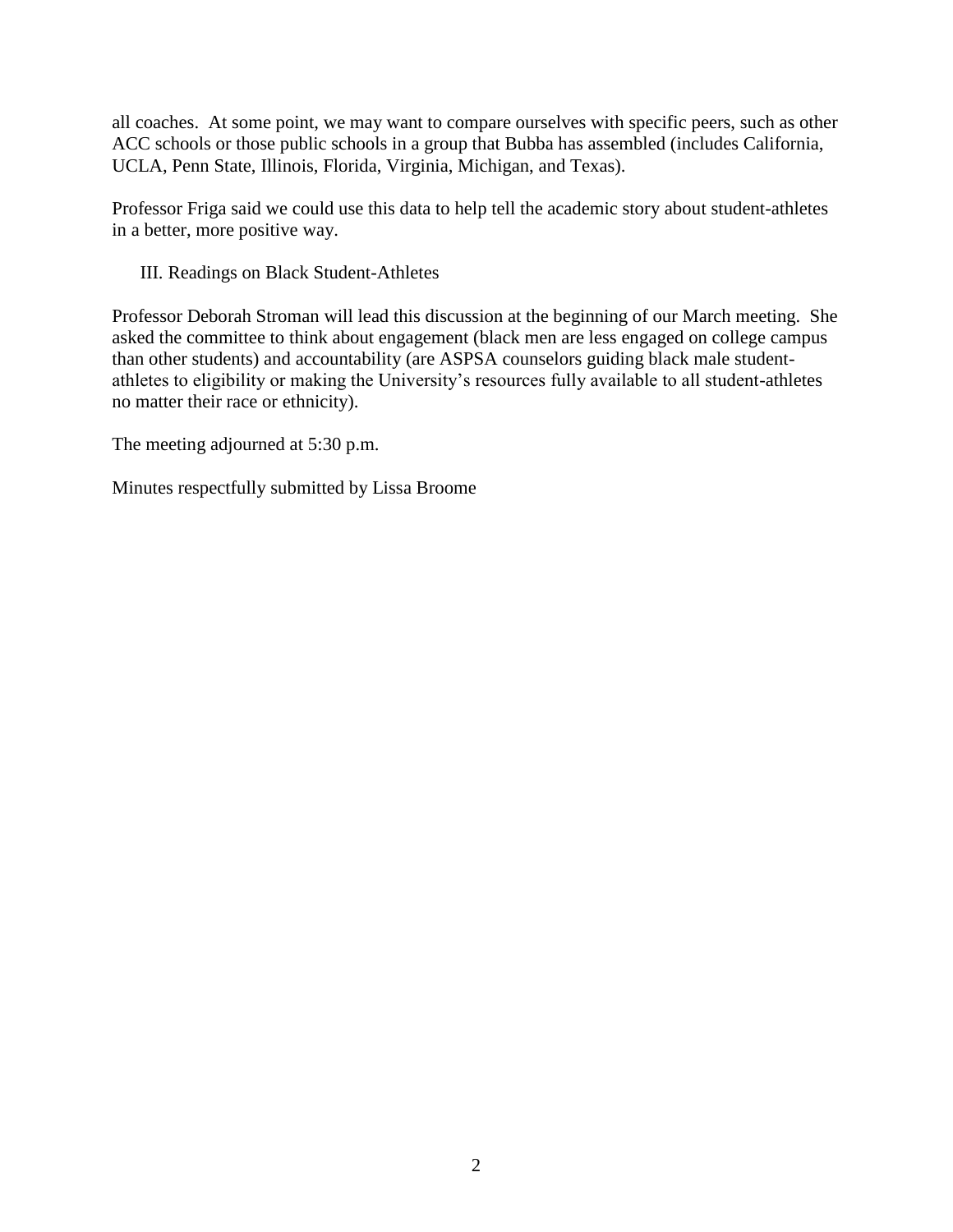all coaches. At some point, we may want to compare ourselves with specific peers, such as other ACC schools or those public schools in a group that Bubba has assembled (includes California, UCLA, Penn State, Illinois, Florida, Virginia, Michigan, and Texas).

Professor Friga said we could use this data to help tell the academic story about student-athletes in a better, more positive way.

III. Readings on Black Student-Athletes

Professor Deborah Stroman will lead this discussion at the beginning of our March meeting. She asked the committee to think about engagement (black men are less engaged on college campus than other students) and accountability (are ASPSA counselors guiding black male student-athletes to eligibility or making the University's resources fully available to all student-athletes no matter their race or ethnicity).

The meeting adjourned at 5:30 p.m.

Minutes respectfully submitted by Lissa Broome